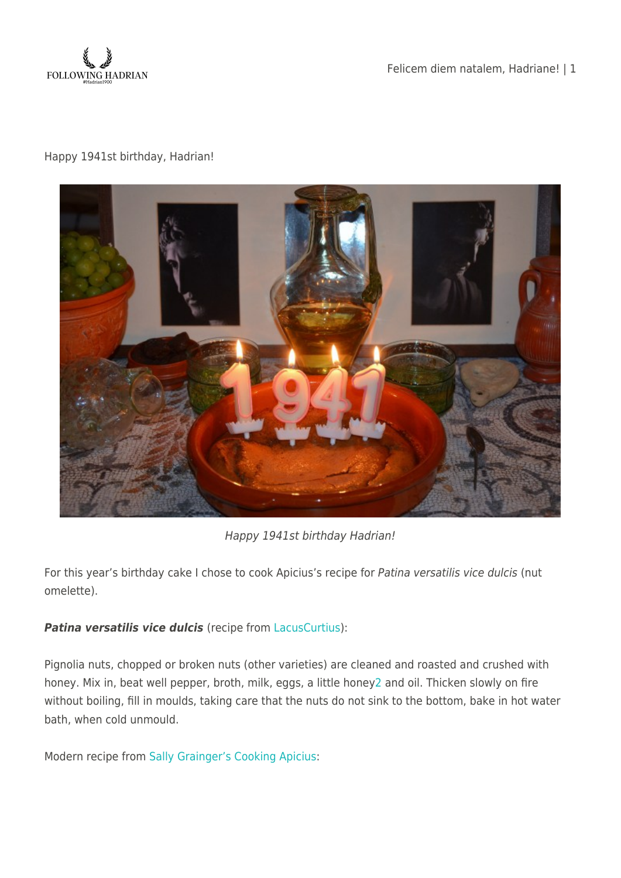Happy 1941st birthday, Hadrian!

*Happy 1941st birthday Hadrian!*

For this year's birthday cake I chose to cook Apicius's recipe for *Patina versatilis vice dulcis* (nut omelette).

***Patina versatilis vice dulcis*** (recipe from LacusCurtius):

Pignolia nuts, chopped or broken nuts (other varieties) are cleaned and roasted and crushed with honey. Mix in, beat well pepper, broth, milk, eggs, a little honey[2] and oil. Thicken slowly on fire without boiling, fill in moulds, taking care that the nuts do not sink to the bottom, bake in hot water bath, when cold unmould.

Modern recipe from Sally Grainger's Cooking Apicius: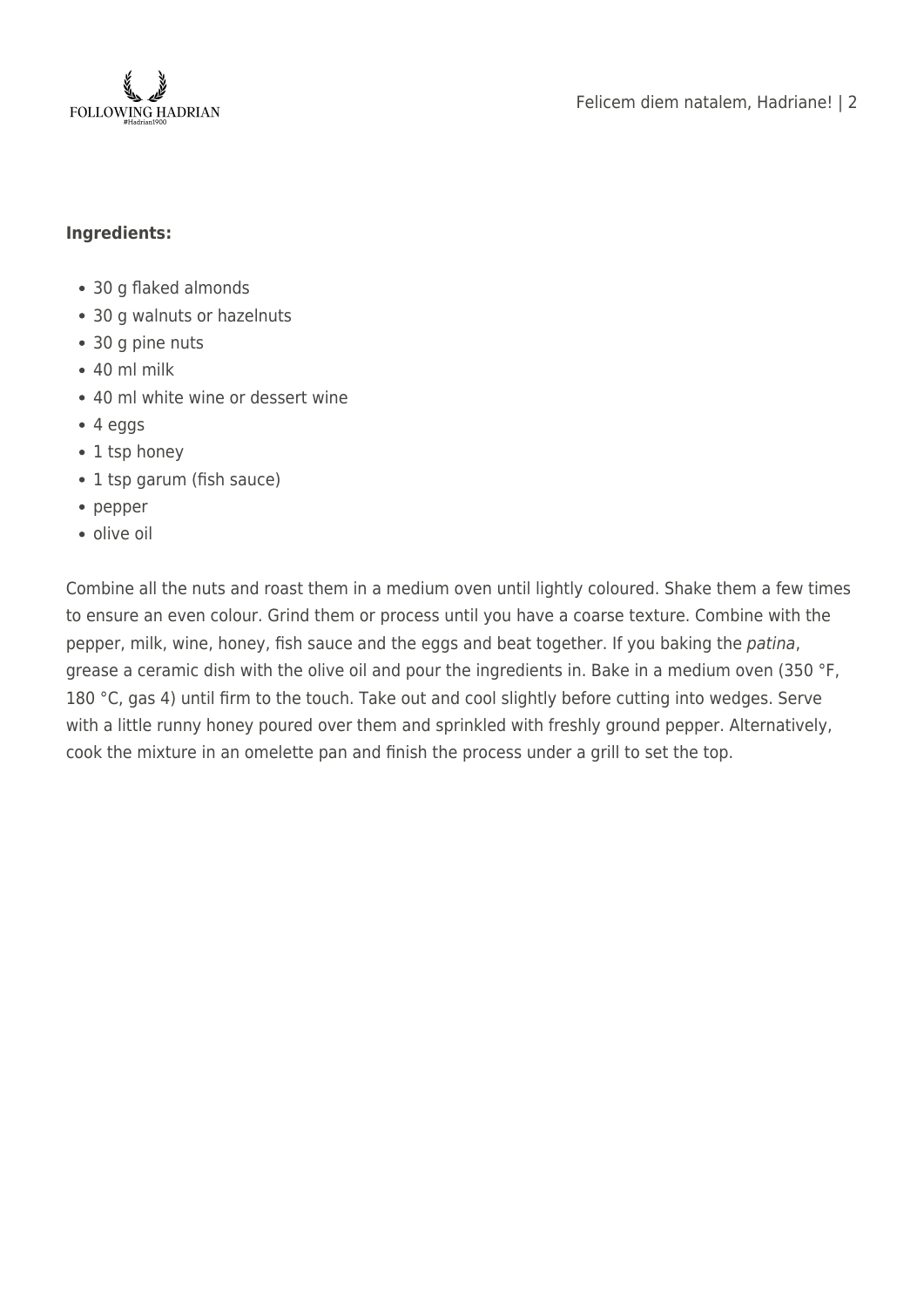**Ingredients:**

- 30 g flaked almonds
- 30 g walnuts or hazelnuts
- 30 g pine nuts
- 40 ml milk
- 40 ml white wine or dessert wine
- 4 eggs
- 1 tsp honey
- 1 tsp garum (fish sauce)
- pepper
- olive oil

Combine all the nuts and roast them in a medium oven until lightly coloured. Shake them a few times to ensure an even colour. Grind them or process until you have a coarse texture. Combine with the pepper, milk, wine, honey, fish sauce and the eggs and beat together. If you baking the *patina*, grease a ceramic dish with the olive oil and pour the ingredients in. Bake in a medium oven (350 °F, 180 °C, gas 4) until firm to the touch. Take out and cool slightly before cutting into wedges. Serve with a little runny honey poured over them and sprinkled with freshly ground pepper. Alternatively, cook the mixture in an omelette pan and finish the process under a grill to set the top.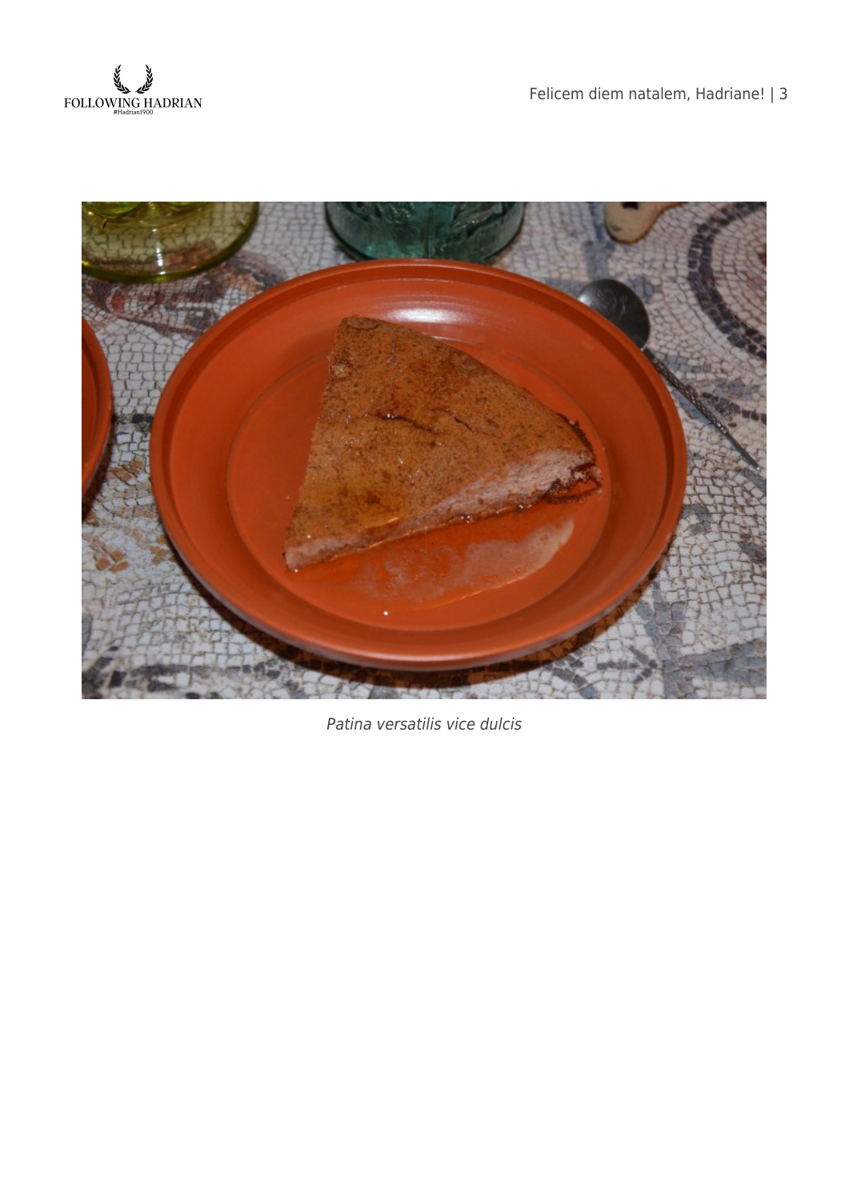*Patina versatilis vice dulcis*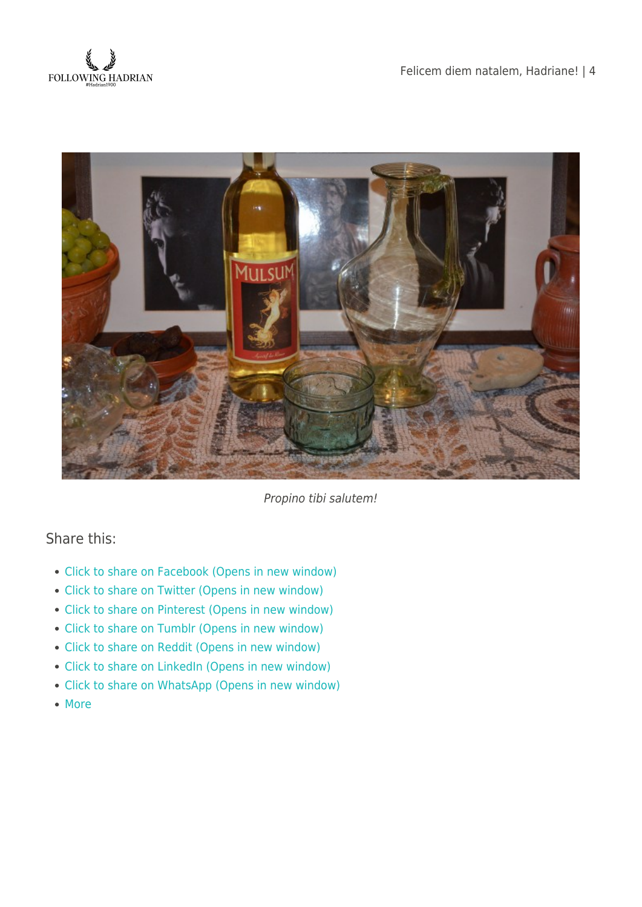*Propino tibi salutem!*

Share this:

- Click to share on Facebook (Opens in new window)
- Click to share on Twitter (Opens in new window)
- Click to share on Pinterest (Opens in new window)
- Click to share on Tumblr (Opens in new window)
- Click to share on Reddit (Opens in new window)
- Click to share on LinkedIn (Opens in new window)
- Click to share on WhatsApp (Opens in new window)
- More